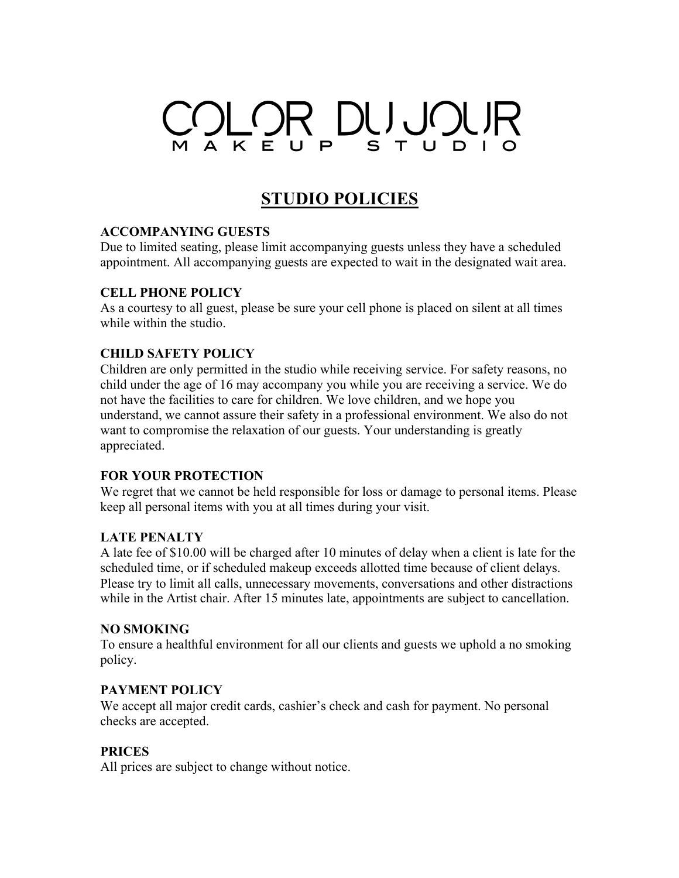# COLOR DU JOUR
MAKEUP STUDIO

## STUDIO POLICIES

**ACCOMPANYING GUESTS**
Due to limited seating, please limit accompanying guests unless they have a scheduled appointment. All accompanying guests are expected to wait in the designated wait area.

**CELL PHONE POLICY**
As a courtesy to all guest, please be sure your cell phone is placed on silent at all times while within the studio.

**CHILD SAFETY POLICY**
Children are only permitted in the studio while receiving service. For safety reasons, no child under the age of 16 may accompany you while you are receiving a service. We do not have the facilities to care for children. We love children, and we hope you understand, we cannot assure their safety in a professional environment. We also do not want to compromise the relaxation of our guests. Your understanding is greatly appreciated.

**FOR YOUR PROTECTION**
We regret that we cannot be held responsible for loss or damage to personal items. Please keep all personal items with you at all times during your visit.

**LATE PENALTY**
A late fee of $10.00 will be charged after 10 minutes of delay when a client is late for the scheduled time, or if scheduled makeup exceeds allotted time because of client delays. Please try to limit all calls, unnecessary movements, conversations and other distractions while in the Artist chair. After 15 minutes late, appointments are subject to cancellation.

**NO SMOKING**
To ensure a healthful environment for all our clients and guests we uphold a no smoking policy.

**PAYMENT POLICY**
We accept all major credit cards, cashier's check and cash for payment. No personal checks are accepted.

**PRICES**
All prices are subject to change without notice.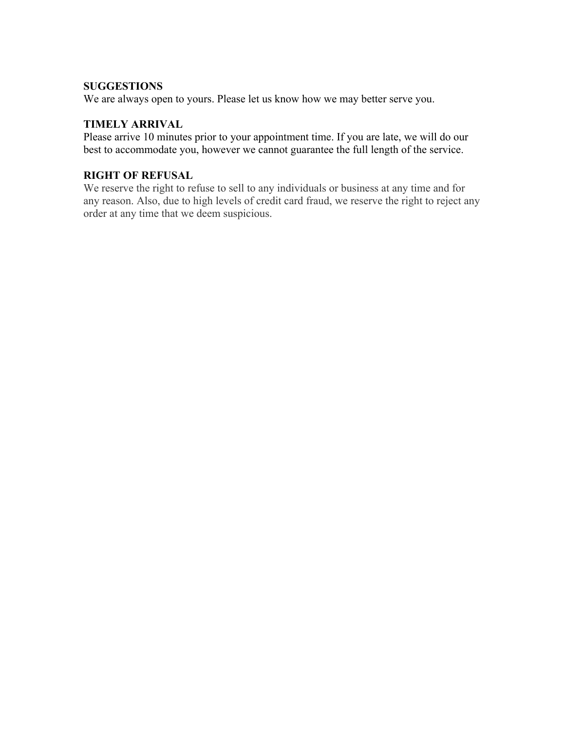**SUGGESTIONS**
We are always open to yours. Please let us know how we may better serve you.

**TIMELY ARRIVAL**
Please arrive 10 minutes prior to your appointment time. If you are late, we will do our best to accommodate you, however we cannot guarantee the full length of the service.

**RIGHT OF REFUSAL**
We reserve the right to refuse to sell to any individuals or business at any time and for any reason. Also, due to high levels of credit card fraud, we reserve the right to reject any order at any time that we deem suspicious.